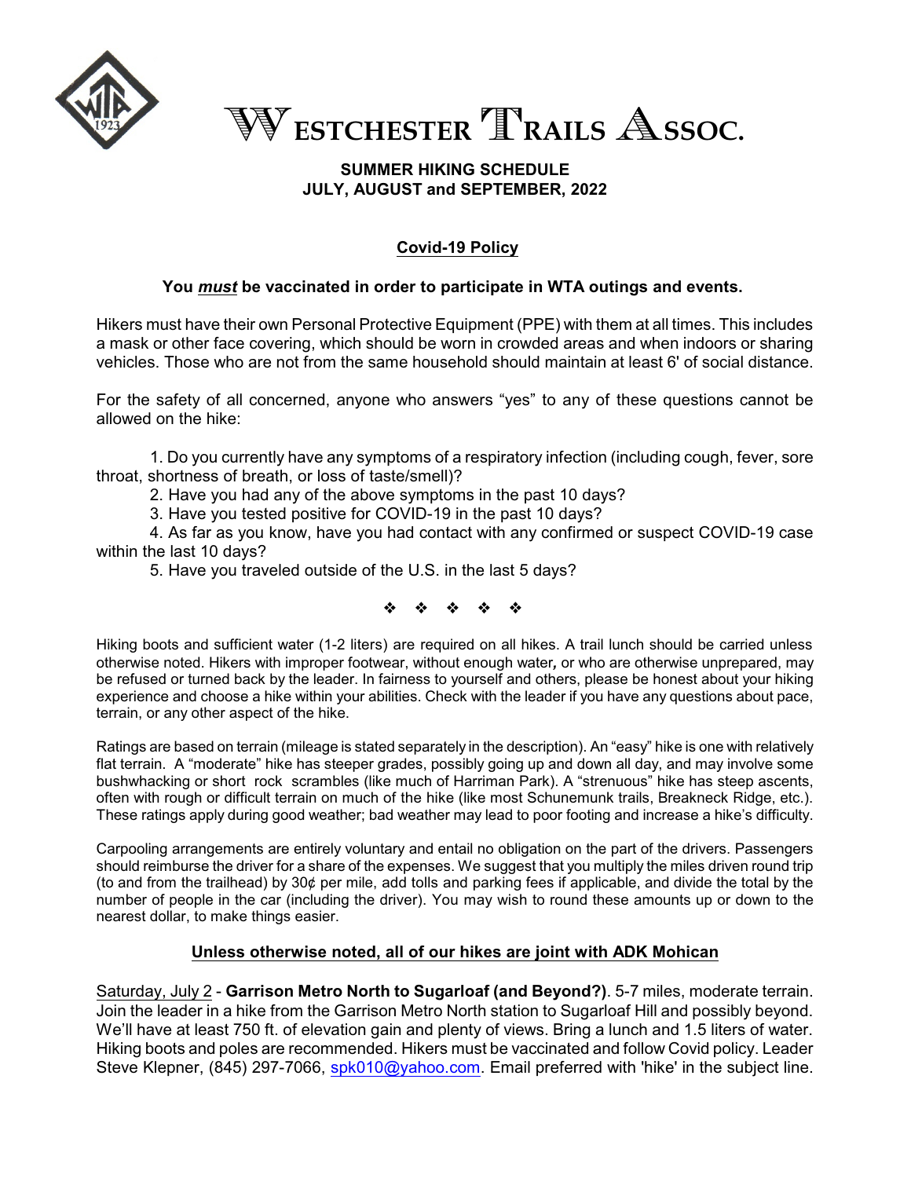# WESTCHESTER TRAILS ASSOC.

**SUMMER HIKING SCHEDULE**
**JULY, AUGUST and SEPTEMBER, 2022**

## Covid-19 Policy

**You *must* be vaccinated in order to participate in WTA outings and events.**

Hikers must have their own Personal Protective Equipment (PPE) with them at all times. This includes a mask or other face covering, which should be worn in crowded areas and when indoors or sharing vehicles. Those who are not from the same household should maintain at least 6' of social distance.

For the safety of all concerned, anyone who answers "yes" to any of these questions cannot be allowed on the hike:

1. Do you currently have any symptoms of a respiratory infection (including cough, fever, sore throat, shortness of breath, or loss of taste/smell)?
2. Have you had any of the above symptoms in the past 10 days?
3. Have you tested positive for COVID-19 in the past 10 days?
4. As far as you know, have you had contact with any confirmed or suspect COVID-19 case within the last 10 days?
5. Have you traveled outside of the U.S. in the last 5 days?

❖ ❖ ❖ ❖ ❖

Hiking boots and sufficient water (1-2 liters) are required on all hikes. A trail lunch should be carried unless otherwise noted. Hikers with improper footwear, without enough water, or who are otherwise unprepared, may be refused or turned back by the leader. In fairness to yourself and others, please be honest about your hiking experience and choose a hike within your abilities. Check with the leader if you have any questions about pace, terrain, or any other aspect of the hike.

Ratings are based on terrain (mileage is stated separately in the description). An "easy" hike is one with relatively flat terrain. A "moderate" hike has steeper grades, possibly going up and down all day, and may involve some bushwhacking or short rock scrambles (like much of Harriman Park). A "strenuous" hike has steep ascents, often with rough or difficult terrain on much of the hike (like most Schunemunk trails, Breakneck Ridge, etc.). These ratings apply during good weather; bad weather may lead to poor footing and increase a hike's difficulty.

Carpooling arrangements are entirely voluntary and entail no obligation on the part of the drivers. Passengers should reimburse the driver for a share of the expenses. We suggest that you multiply the miles driven round trip (to and from the trailhead) by 30¢ per mile, add tolls and parking fees if applicable, and divide the total by the number of people in the car (including the driver). You may wish to round these amounts up or down to the nearest dollar, to make things easier.

**Unless otherwise noted, all of our hikes are joint with ADK Mohican**

Saturday, July 2 - **Garrison Metro North to Sugarloaf (and Beyond?)**. 5-7 miles, moderate terrain. Join the leader in a hike from the Garrison Metro North station to Sugarloaf Hill and possibly beyond. We'll have at least 750 ft. of elevation gain and plenty of views. Bring a lunch and 1.5 liters of water. Hiking boots and poles are recommended. Hikers must be vaccinated and follow Covid policy. Leader Steve Klepner, (845) 297-7066, spk010@yahoo.com. Email preferred with 'hike' in the subject line.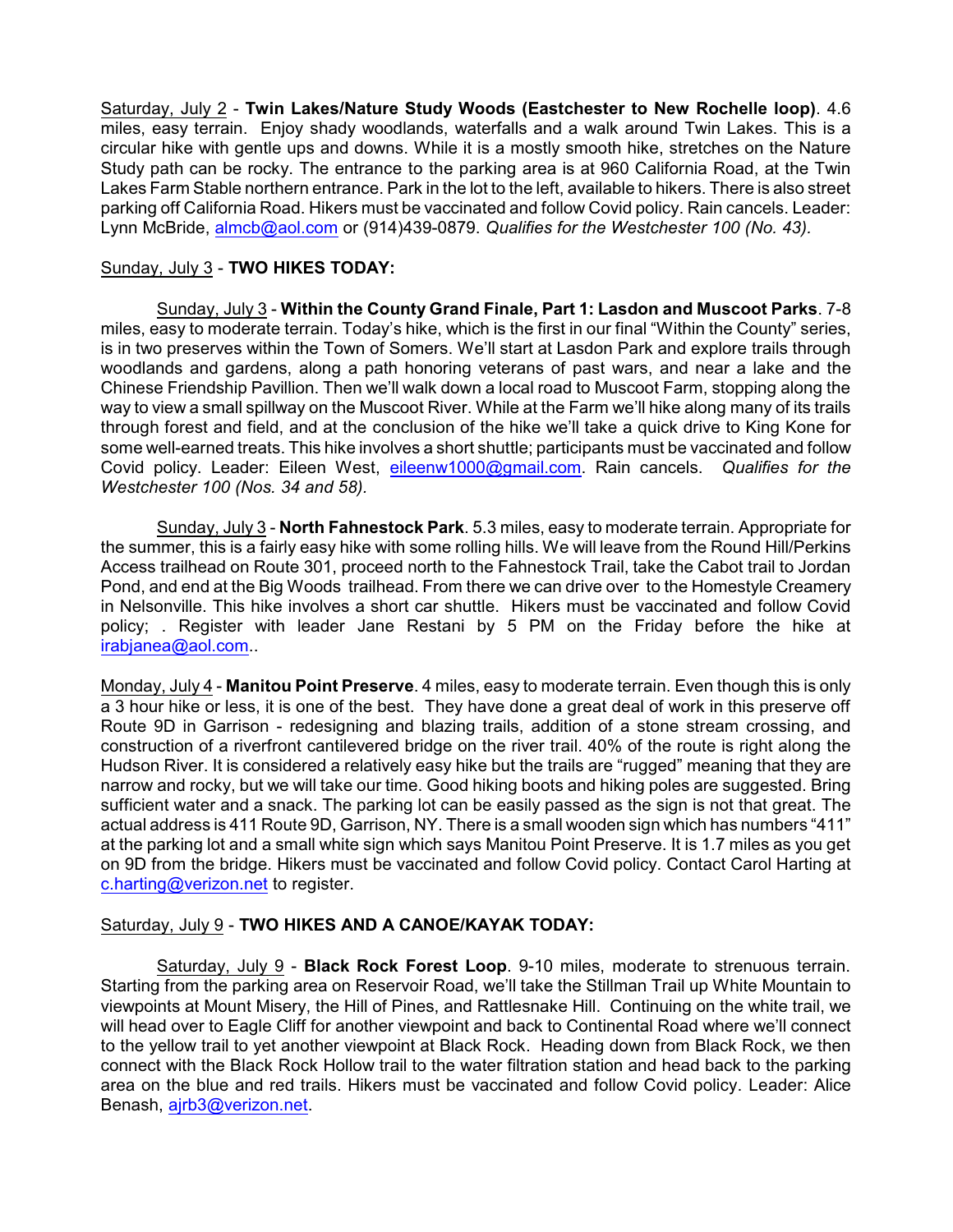Saturday, July 2 - **Twin Lakes/Nature Study Woods (Eastchester to New Rochelle loop)**. 4.6 miles, easy terrain. Enjoy shady woodlands, waterfalls and a walk around Twin Lakes. This is a circular hike with gentle ups and downs. While it is a mostly smooth hike, stretches on the Nature Study path can be rocky. The entrance to the parking area is at 960 California Road, at the Twin Lakes Farm Stable northern entrance. Park in the lot to the left, available to hikers. There is also street parking off California Road. Hikers must be vaccinated and follow Covid policy. Rain cancels. Leader: Lynn McBride, almcb@aol.com or (914)439-0879. *Qualifies for the Westchester 100 (No. 43).*

Sunday, July 3 - **TWO HIKES TODAY:**

Sunday, July 3 - **Within the County Grand Finale, Part 1: Lasdon and Muscoot Parks**. 7-8 miles, easy to moderate terrain. Today's hike, which is the first in our final "Within the County" series, is in two preserves within the Town of Somers. We'll start at Lasdon Park and explore trails through woodlands and gardens, along a path honoring veterans of past wars, and near a lake and the Chinese Friendship Pavillion. Then we'll walk down a local road to Muscoot Farm, stopping along the way to view a small spillway on the Muscoot River. While at the Farm we'll hike along many of its trails through forest and field, and at the conclusion of the hike we'll take a quick drive to King Kone for some well-earned treats. This hike involves a short shuttle; participants must be vaccinated and follow Covid policy. Leader: Eileen West, eileenw1000@gmail.com. Rain cancels. *Qualifies for the Westchester 100 (Nos. 34 and 58).*

Sunday, July 3 - **North Fahnestock Park**. 5.3 miles, easy to moderate terrain. Appropriate for the summer, this is a fairly easy hike with some rolling hills. We will leave from the Round Hill/Perkins Access trailhead on Route 301, proceed north to the Fahnestock Trail, take the Cabot trail to Jordan Pond, and end at the Big Woods trailhead. From there we can drive over to the Homestyle Creamery in Nelsonville. This hike involves a short car shuttle. Hikers must be vaccinated and follow Covid policy; . Register with leader Jane Restani by 5 PM on the Friday before the hike at irabjanea@aol.com..

Monday, July 4 - **Manitou Point Preserve**. 4 miles, easy to moderate terrain. Even though this is only a 3 hour hike or less, it is one of the best. They have done a great deal of work in this preserve off Route 9D in Garrison - redesigning and blazing trails, addition of a stone stream crossing, and construction of a riverfront cantilevered bridge on the river trail. 40% of the route is right along the Hudson River. It is considered a relatively easy hike but the trails are "rugged" meaning that they are narrow and rocky, but we will take our time. Good hiking boots and hiking poles are suggested. Bring sufficient water and a snack. The parking lot can be easily passed as the sign is not that great. The actual address is 411 Route 9D, Garrison, NY. There is a small wooden sign which has numbers "411" at the parking lot and a small white sign which says Manitou Point Preserve. It is 1.7 miles as you get on 9D from the bridge. Hikers must be vaccinated and follow Covid policy. Contact Carol Harting at c.harting@verizon.net to register.

Saturday, July 9 - **TWO HIKES AND A CANOE/KAYAK TODAY:**

Saturday, July 9 - **Black Rock Forest Loop**. 9-10 miles, moderate to strenuous terrain. Starting from the parking area on Reservoir Road, we'll take the Stillman Trail up White Mountain to viewpoints at Mount Misery, the Hill of Pines, and Rattlesnake Hill. Continuing on the white trail, we will head over to Eagle Cliff for another viewpoint and back to Continental Road where we'll connect to the yellow trail to yet another viewpoint at Black Rock. Heading down from Black Rock, we then connect with the Black Rock Hollow trail to the water filtration station and head back to the parking area on the blue and red trails. Hikers must be vaccinated and follow Covid policy. Leader: Alice Benash, ajrb3@verizon.net.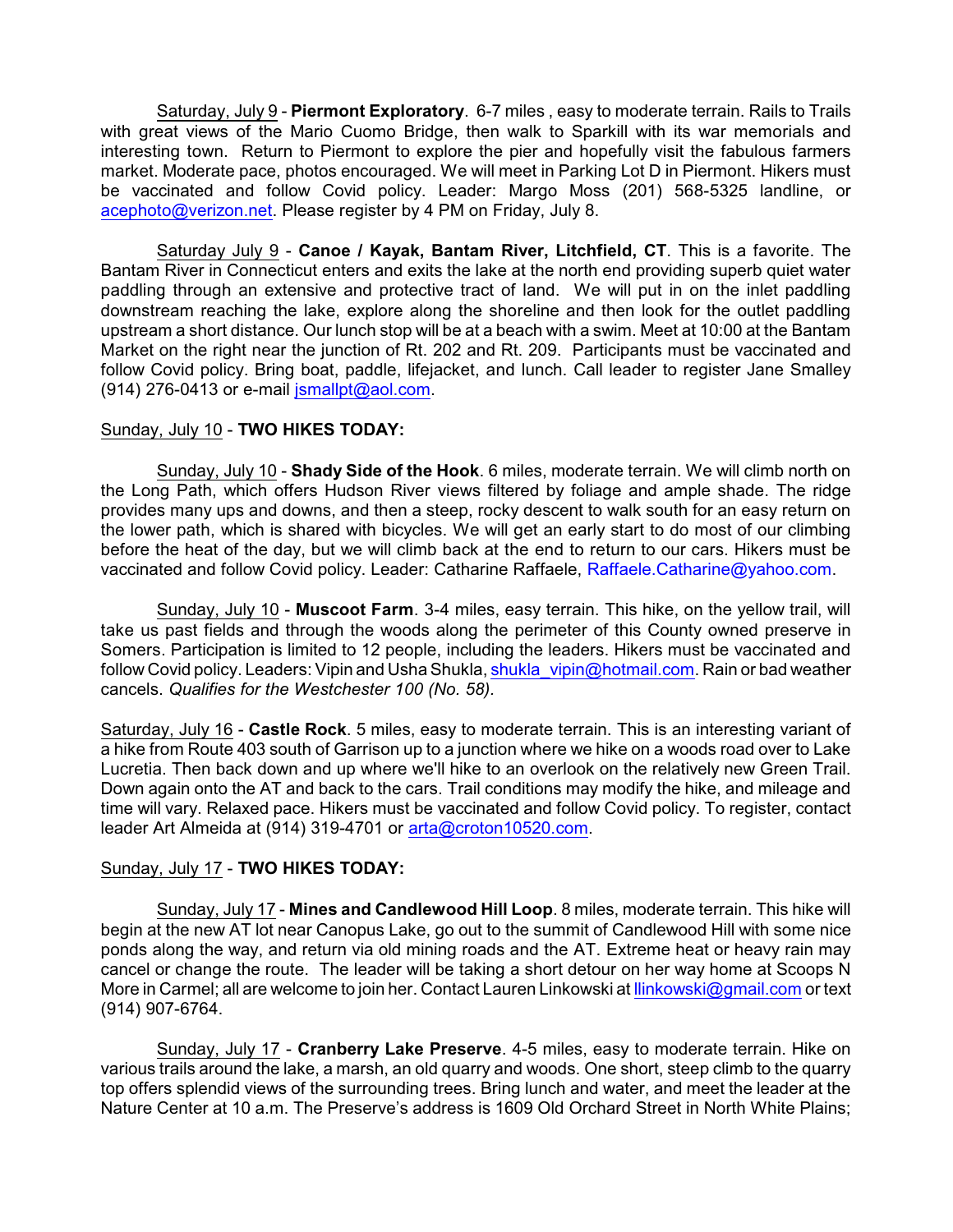Saturday, July 9 - **Piermont Exploratory**. 6-7 miles , easy to moderate terrain. Rails to Trails with great views of the Mario Cuomo Bridge, then walk to Sparkill with its war memorials and interesting town. Return to Piermont to explore the pier and hopefully visit the fabulous farmers market. Moderate pace, photos encouraged. We will meet in Parking Lot D in Piermont. Hikers must be vaccinated and follow Covid policy. Leader: Margo Moss (201) 568-5325 landline, or acephoto@verizon.net. Please register by 4 PM on Friday, July 8.

Saturday July 9 - **Canoe / Kayak, Bantam River, Litchfield, CT**. This is a favorite. The Bantam River in Connecticut enters and exits the lake at the north end providing superb quiet water paddling through an extensive and protective tract of land. We will put in on the inlet paddling downstream reaching the lake, explore along the shoreline and then look for the outlet paddling upstream a short distance. Our lunch stop will be at a beach with a swim. Meet at 10:00 at the Bantam Market on the right near the junction of Rt. 202 and Rt. 209. Participants must be vaccinated and follow Covid policy. Bring boat, paddle, lifejacket, and lunch. Call leader to register Jane Smalley (914) 276-0413 or e-mail jsmallpt@aol.com.

Sunday, July 10 - **TWO HIKES TODAY:**

Sunday, July 10 - **Shady Side of the Hook**. 6 miles, moderate terrain. We will climb north on the Long Path, which offers Hudson River views filtered by foliage and ample shade. The ridge provides many ups and downs, and then a steep, rocky descent to walk south for an easy return on the lower path, which is shared with bicycles. We will get an early start to do most of our climbing before the heat of the day, but we will climb back at the end to return to our cars. Hikers must be vaccinated and follow Covid policy. Leader: Catharine Raffaele, Raffaele.Catharine@yahoo.com.

Sunday, July 10 - **Muscoot Farm**. 3-4 miles, easy terrain. This hike, on the yellow trail, will take us past fields and through the woods along the perimeter of this County owned preserve in Somers. Participation is limited to 12 people, including the leaders. Hikers must be vaccinated and follow Covid policy. Leaders: Vipin and Usha Shukla, shukla_vipin@hotmail.com. Rain or bad weather cancels. *Qualifies for the Westchester 100 (No. 58).*

Saturday, July 16 - **Castle Rock**. 5 miles, easy to moderate terrain. This is an interesting variant of a hike from Route 403 south of Garrison up to a junction where we hike on a woods road over to Lake Lucretia. Then back down and up where we'll hike to an overlook on the relatively new Green Trail. Down again onto the AT and back to the cars. Trail conditions may modify the hike, and mileage and time will vary. Relaxed pace. Hikers must be vaccinated and follow Covid policy. To register, contact leader Art Almeida at (914) 319-4701 or arta@croton10520.com.

Sunday, July 17 - **TWO HIKES TODAY:**

Sunday, July 17 - **Mines and Candlewood Hill Loop**. 8 miles, moderate terrain. This hike will begin at the new AT lot near Canopus Lake, go out to the summit of Candlewood Hill with some nice ponds along the way, and return via old mining roads and the AT. Extreme heat or heavy rain may cancel or change the route. The leader will be taking a short detour on her way home at Scoops N More in Carmel; all are welcome to join her. Contact Lauren Linkowski at llinkowski@gmail.com or text (914) 907-6764.

Sunday, July 17 - **Cranberry Lake Preserve**. 4-5 miles, easy to moderate terrain. Hike on various trails around the lake, a marsh, an old quarry and woods. One short, steep climb to the quarry top offers splendid views of the surrounding trees. Bring lunch and water, and meet the leader at the Nature Center at 10 a.m. The Preserve's address is 1609 Old Orchard Street in North White Plains;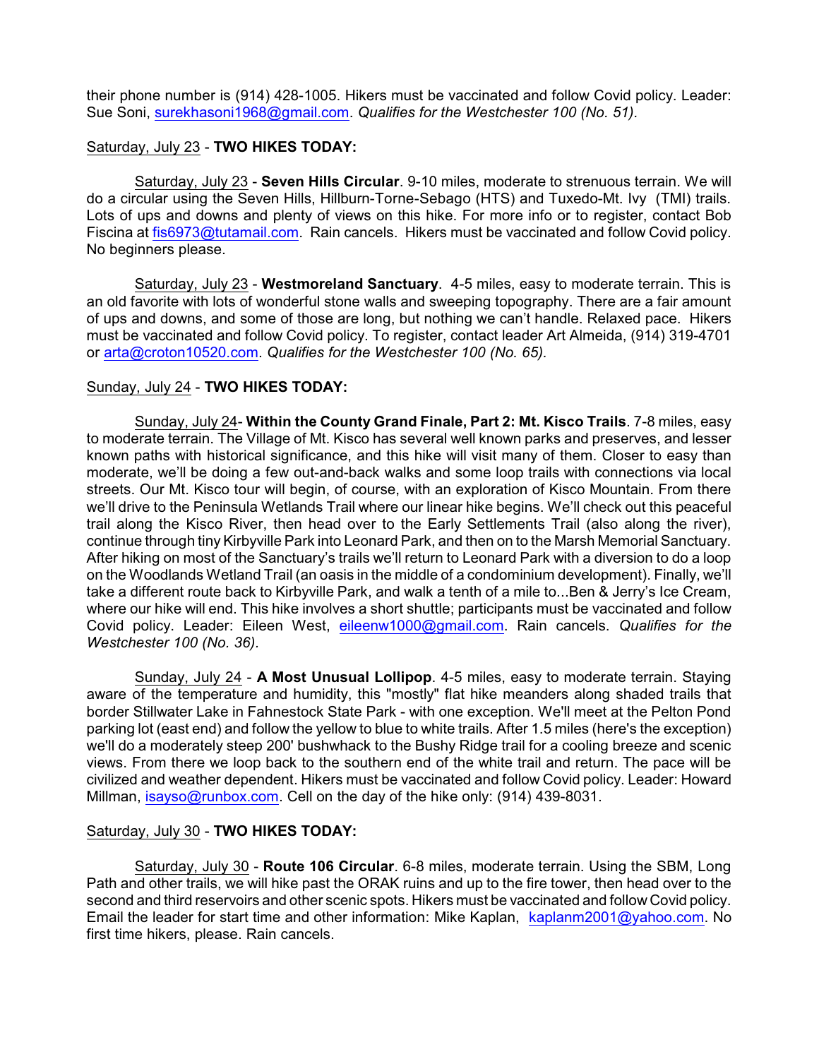their phone number is (914) 428-1005. Hikers must be vaccinated and follow Covid policy. Leader: Sue Soni, surekhasoni1968@gmail.com. *Qualifies for the Westchester 100 (No. 51).*

Saturday, July 23 - **TWO HIKES TODAY:**

Saturday, July 23 - **Seven Hills Circular**. 9-10 miles, moderate to strenuous terrain. We will do a circular using the Seven Hills, Hillburn-Torne-Sebago (HTS) and Tuxedo-Mt. Ivy (TMI) trails. Lots of ups and downs and plenty of views on this hike. For more info or to register, contact Bob Fiscina at fis6973@tutamail.com. Rain cancels. Hikers must be vaccinated and follow Covid policy. No beginners please.

Saturday, July 23 - **Westmoreland Sanctuary**. 4-5 miles, easy to moderate terrain. This is an old favorite with lots of wonderful stone walls and sweeping topography. There are a fair amount of ups and downs, and some of those are long, but nothing we can't handle. Relaxed pace. Hikers must be vaccinated and follow Covid policy. To register, contact leader Art Almeida, (914) 319-4701 or arta@croton10520.com. *Qualifies for the Westchester 100 (No. 65).*

Sunday, July 24 - **TWO HIKES TODAY:**

Sunday, July 24- **Within the County Grand Finale, Part 2: Mt. Kisco Trails**. 7-8 miles, easy to moderate terrain. The Village of Mt. Kisco has several well known parks and preserves, and lesser known paths with historical significance, and this hike will visit many of them. Closer to easy than moderate, we'll be doing a few out-and-back walks and some loop trails with connections via local streets. Our Mt. Kisco tour will begin, of course, with an exploration of Kisco Mountain. From there we'll drive to the Peninsula Wetlands Trail where our linear hike begins. We'll check out this peaceful trail along the Kisco River, then head over to the Early Settlements Trail (also along the river), continue through tiny Kirbyville Park into Leonard Park, and then on to the Marsh Memorial Sanctuary. After hiking on most of the Sanctuary's trails we'll return to Leonard Park with a diversion to do a loop on the Woodlands Wetland Trail (an oasis in the middle of a condominium development). Finally, we'll take a different route back to Kirbyville Park, and walk a tenth of a mile to...Ben & Jerry's Ice Cream, where our hike will end. This hike involves a short shuttle; participants must be vaccinated and follow Covid policy. Leader: Eileen West, eileenw1000@gmail.com. Rain cancels. *Qualifies for the Westchester 100 (No. 36).*

Sunday, July 24 - **A Most Unusual Lollipop**. 4-5 miles, easy to moderate terrain. Staying aware of the temperature and humidity, this "mostly" flat hike meanders along shaded trails that border Stillwater Lake in Fahnestock State Park - with one exception. We'll meet at the Pelton Pond parking lot (east end) and follow the yellow to blue to white trails. After 1.5 miles (here's the exception) we'll do a moderately steep 200' bushwhack to the Bushy Ridge trail for a cooling breeze and scenic views. From there we loop back to the southern end of the white trail and return. The pace will be civilized and weather dependent. Hikers must be vaccinated and follow Covid policy. Leader: Howard Millman, isayso@runbox.com. Cell on the day of the hike only: (914) 439-8031.

Saturday, July 30 - **TWO HIKES TODAY:**

Saturday, July 30 - **Route 106 Circular**. 6-8 miles, moderate terrain. Using the SBM, Long Path and other trails, we will hike past the ORAK ruins and up to the fire tower, then head over to the second and third reservoirs and other scenic spots. Hikers must be vaccinated and follow Covid policy. Email the leader for start time and other information: Mike Kaplan, kaplanm2001@yahoo.com. No first time hikers, please. Rain cancels.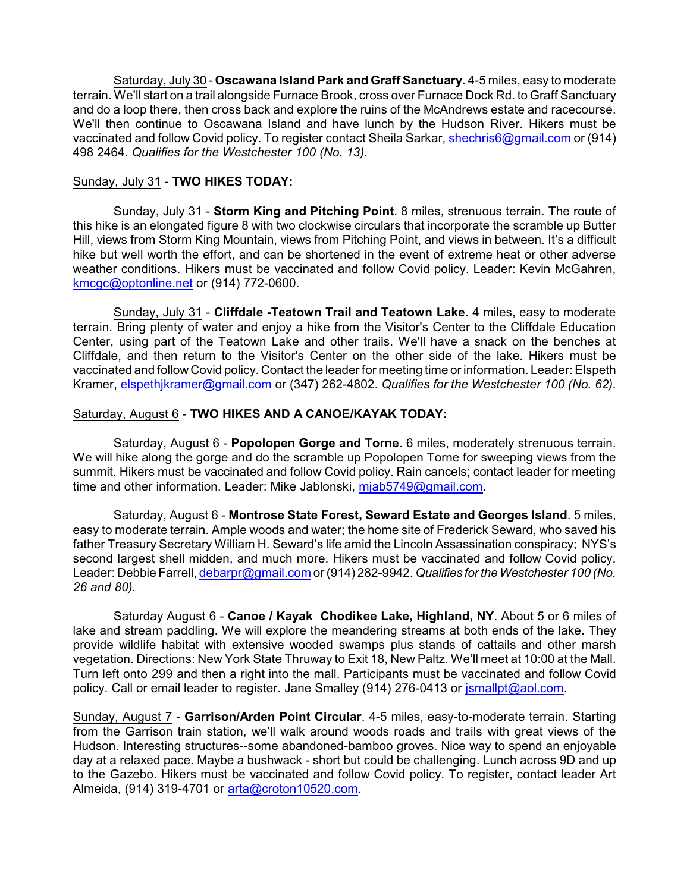Saturday, July 30 - **Oscawana Island Park and Graff Sanctuary**. 4-5 miles, easy to moderate terrain. We'll start on a trail alongside Furnace Brook, cross over Furnace Dock Rd. to Graff Sanctuary and do a loop there, then cross back and explore the ruins of the McAndrews estate and racecourse. We'll then continue to Oscawana Island and have lunch by the Hudson River. Hikers must be vaccinated and follow Covid policy. To register contact Sheila Sarkar, shechris6@gmail.com or (914) 498 2464. *Qualifies for the Westchester 100 (No. 13).*

Sunday, July 31 - **TWO HIKES TODAY:**

Sunday, July 31 - **Storm King and Pitching Point**. 8 miles, strenuous terrain. The route of this hike is an elongated figure 8 with two clockwise circulars that incorporate the scramble up Butter Hill, views from Storm King Mountain, views from Pitching Point, and views in between. It's a difficult hike but well worth the effort, and can be shortened in the event of extreme heat or other adverse weather conditions. Hikers must be vaccinated and follow Covid policy. Leader: Kevin McGahren, kmcgc@optonline.net or (914) 772-0600.

Sunday, July 31 - **Cliffdale -Teatown Trail and Teatown Lake**. 4 miles, easy to moderate terrain. Bring plenty of water and enjoy a hike from the Visitor's Center to the Cliffdale Education Center, using part of the Teatown Lake and other trails. We'll have a snack on the benches at Cliffdale, and then return to the Visitor's Center on the other side of the lake. Hikers must be vaccinated and follow Covid policy. Contact the leader for meeting time or information. Leader: Elspeth Kramer, elspethjkramer@gmail.com or (347) 262-4802. *Qualifies for the Westchester 100 (No. 62).*

Saturday, August 6 - **TWO HIKES AND A CANOE/KAYAK TODAY:**

Saturday, August 6 - **Popolopen Gorge and Torne**. 6 miles, moderately strenuous terrain. We will hike along the gorge and do the scramble up Popolopen Torne for sweeping views from the summit. Hikers must be vaccinated and follow Covid policy. Rain cancels; contact leader for meeting time and other information. Leader: Mike Jablonski, mjab5749@gmail.com.

Saturday, August 6 - **Montrose State Forest, Seward Estate and Georges Island**. 5 miles, easy to moderate terrain. Ample woods and water; the home site of Frederick Seward, who saved his father Treasury Secretary William H. Seward's life amid the Lincoln Assassination conspiracy; NYS's second largest shell midden, and much more. Hikers must be vaccinated and follow Covid policy. Leader: Debbie Farrell, debarpr@gmail.com or (914) 282-9942. *Qualifies for the Westchester 100 (No. 26 and 80).*

Saturday August 6 - **Canoe / Kayak Chodikee Lake, Highland, NY**. About 5 or 6 miles of lake and stream paddling. We will explore the meandering streams at both ends of the lake. They provide wildlife habitat with extensive wooded swamps plus stands of cattails and other marsh vegetation. Directions: New York State Thruway to Exit 18, New Paltz. We'll meet at 10:00 at the Mall. Turn left onto 299 and then a right into the mall. Participants must be vaccinated and follow Covid policy. Call or email leader to register. Jane Smalley (914) 276-0413 or jsmallpt@aol.com.

Sunday, August 7 - **Garrison/Arden Point Circular**. 4-5 miles, easy-to-moderate terrain. Starting from the Garrison train station, we'll walk around woods roads and trails with great views of the Hudson. Interesting structures--some abandoned-bamboo groves. Nice way to spend an enjoyable day at a relaxed pace. Maybe a bushwack - short but could be challenging. Lunch across 9D and up to the Gazebo. Hikers must be vaccinated and follow Covid policy. To register, contact leader Art Almeida, (914) 319-4701 or arta@croton10520.com.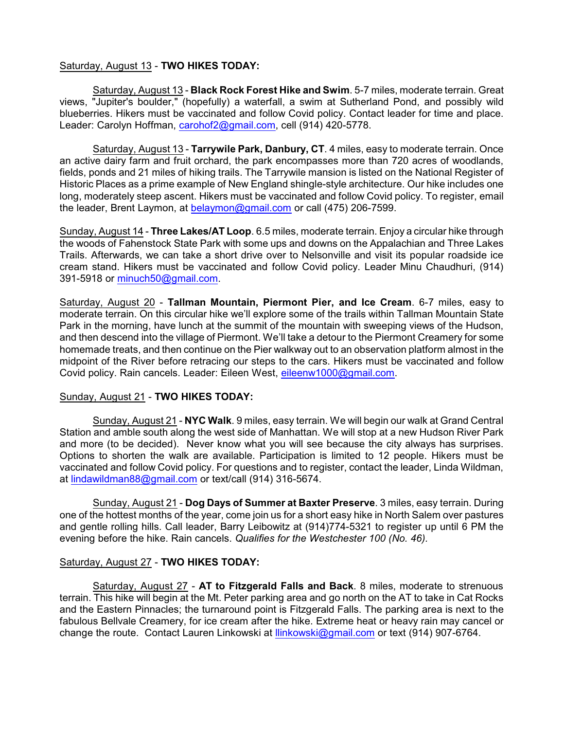<u>Saturday, August 13</u> - **TWO HIKES TODAY:**

<u>Saturday, August 13</u> - **Black Rock Forest Hike and Swim**. 5-7 miles, moderate terrain. Great views, "Jupiter's boulder," (hopefully) a waterfall, a swim at Sutherland Pond, and possibly wild blueberries. Hikers must be vaccinated and follow Covid policy. Contact leader for time and place. Leader: Carolyn Hoffman, carohof2@gmail.com, cell (914) 420-5778.

<u>Saturday, August 13</u> - **Tarrywile Park, Danbury, CT**. 4 miles, easy to moderate terrain. Once an active dairy farm and fruit orchard, the park encompasses more than 720 acres of woodlands, fields, ponds and 21 miles of hiking trails. The Tarrywile mansion is listed on the National Register of Historic Places as a prime example of New England shingle-style architecture. Our hike includes one long, moderately steep ascent. Hikers must be vaccinated and follow Covid policy. To register, email the leader, Brent Laymon, at belaymon@gmail.com or call (475) 206-7599.

<u>Sunday, August 14</u> - **Three Lakes/AT Loop**. 6.5 miles, moderate terrain. Enjoy a circular hike through the woods of Fahenstock State Park with some ups and downs on the Appalachian and Three Lakes Trails. Afterwards, we can take a short drive over to Nelsonville and visit its popular roadside ice cream stand. Hikers must be vaccinated and follow Covid policy. Leader Minu Chaudhuri, (914) 391-5918 or minuch50@gmail.com.

<u>Saturday, August 20</u> - **Tallman Mountain, Piermont Pier, and Ice Cream**. 6-7 miles, easy to moderate terrain. On this circular hike we'll explore some of the trails within Tallman Mountain State Park in the morning, have lunch at the summit of the mountain with sweeping views of the Hudson, and then descend into the village of Piermont. We'll take a detour to the Piermont Creamery for some homemade treats, and then continue on the Pier walkway out to an observation platform almost in the midpoint of the River before retracing our steps to the cars. Hikers must be vaccinated and follow Covid policy. Rain cancels. Leader: Eileen West, eileenw1000@gmail.com.

<u>Sunday, August 21</u> - **TWO HIKES TODAY:**

<u>Sunday, August 21</u> - **NYC Walk**. 9 miles, easy terrain. We will begin our walk at Grand Central Station and amble south along the west side of Manhattan. We will stop at a new Hudson River Park and more (to be decided). Never know what you will see because the city always has surprises. Options to shorten the walk are available. Participation is limited to 12 people. Hikers must be vaccinated and follow Covid policy. For questions and to register, contact the leader, Linda Wildman, at lindawildman88@gmail.com or text/call (914) 316-5674.

<u>Sunday, August 21</u> - **Dog Days of Summer at Baxter Preserve**. 3 miles, easy terrain. During one of the hottest months of the year, come join us for a short easy hike in North Salem over pastures and gentle rolling hills. Call leader, Barry Leibowitz at (914)774-5321 to register up until 6 PM the evening before the hike. Rain cancels. *Qualifies for the Westchester 100 (No. 46).*

<u>Saturday, August 27</u> - **TWO HIKES TODAY:**

<u>Saturday, August 27</u> - **AT to Fitzgerald Falls and Back**. 8 miles, moderate to strenuous terrain. This hike will begin at the Mt. Peter parking area and go north on the AT to take in Cat Rocks and the Eastern Pinnacles; the turnaround point is Fitzgerald Falls. The parking area is next to the fabulous Bellvale Creamery, for ice cream after the hike. Extreme heat or heavy rain may cancel or change the route. Contact Lauren Linkowski at llinkowski@gmail.com or text (914) 907-6764.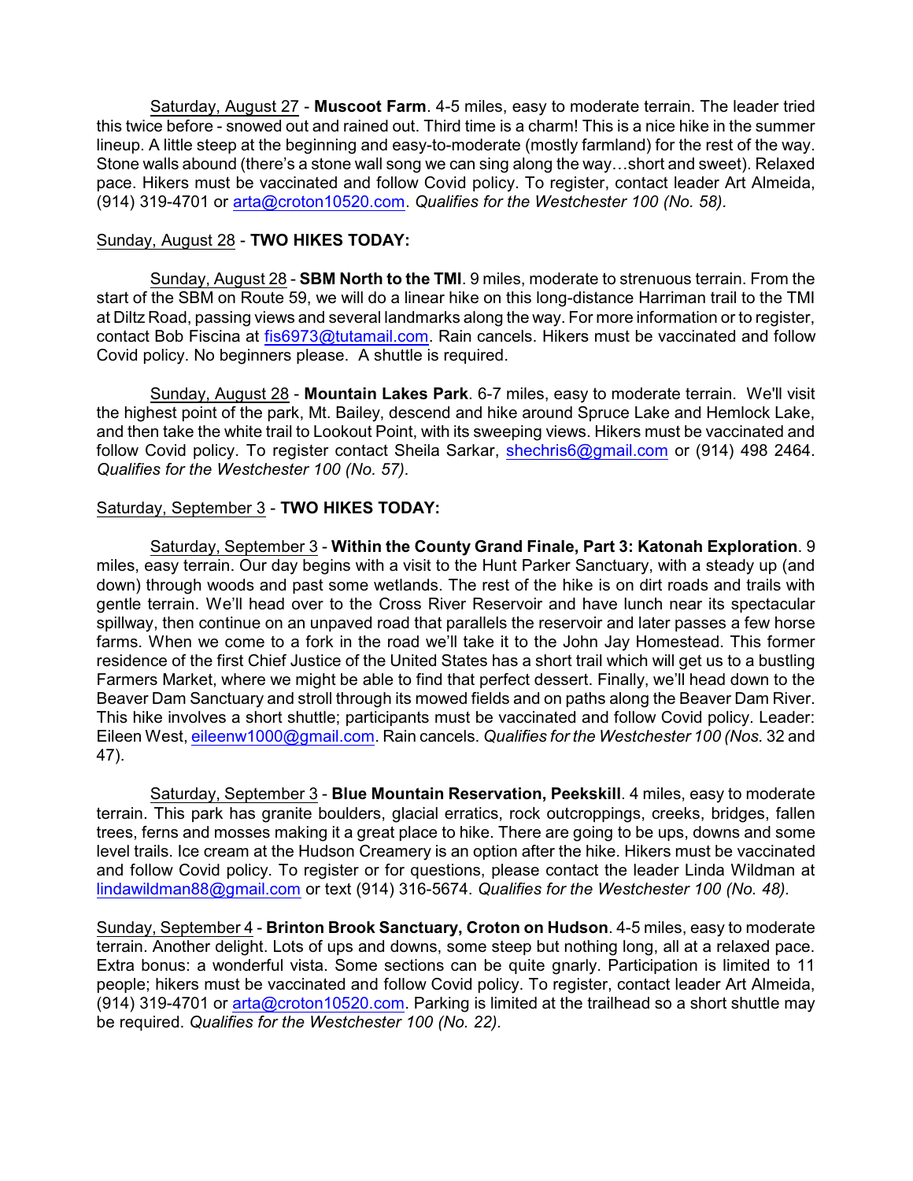Saturday, August 27 - **Muscoot Farm**. 4-5 miles, easy to moderate terrain. The leader tried this twice before - snowed out and rained out. Third time is a charm! This is a nice hike in the summer lineup. A little steep at the beginning and easy-to-moderate (mostly farmland) for the rest of the way. Stone walls abound (there's a stone wall song we can sing along the way…short and sweet). Relaxed pace. Hikers must be vaccinated and follow Covid policy. To register, contact leader Art Almeida, (914) 319-4701 or arta@croton10520.com. *Qualifies for the Westchester 100 (No. 58).*

Sunday, August 28 - **TWO HIKES TODAY:**

Sunday, August 28 - **SBM North to the TMI**. 9 miles, moderate to strenuous terrain. From the start of the SBM on Route 59, we will do a linear hike on this long-distance Harriman trail to the TMI at Diltz Road, passing views and several landmarks along the way. For more information or to register, contact Bob Fiscina at fis6973@tutamail.com. Rain cancels. Hikers must be vaccinated and follow Covid policy. No beginners please. A shuttle is required.

Sunday, August 28 - **Mountain Lakes Park**. 6-7 miles, easy to moderate terrain. We'll visit the highest point of the park, Mt. Bailey, descend and hike around Spruce Lake and Hemlock Lake, and then take the white trail to Lookout Point, with its sweeping views. Hikers must be vaccinated and follow Covid policy. To register contact Sheila Sarkar, shechris6@gmail.com or (914) 498 2464. *Qualifies for the Westchester 100 (No. 57).*

Saturday, September 3 - **TWO HIKES TODAY:**

Saturday, September 3 - **Within the County Grand Finale, Part 3: Katonah Exploration**. 9 miles, easy terrain. Our day begins with a visit to the Hunt Parker Sanctuary, with a steady up (and down) through woods and past some wetlands. The rest of the hike is on dirt roads and trails with gentle terrain. We'll head over to the Cross River Reservoir and have lunch near its spectacular spillway, then continue on an unpaved road that parallels the reservoir and later passes a few horse farms. When we come to a fork in the road we'll take it to the John Jay Homestead. This former residence of the first Chief Justice of the United States has a short trail which will get us to a bustling Farmers Market, where we might be able to find that perfect dessert. Finally, we'll head down to the Beaver Dam Sanctuary and stroll through its mowed fields and on paths along the Beaver Dam River. This hike involves a short shuttle; participants must be vaccinated and follow Covid policy. Leader: Eileen West, eileenw1000@gmail.com. Rain cancels. *Qualifies for the Westchester 100 (Nos.* 32 and 47).

Saturday, September 3 - **Blue Mountain Reservation, Peekskill**. 4 miles, easy to moderate terrain. This park has granite boulders, glacial erratics, rock outcroppings, creeks, bridges, fallen trees, ferns and mosses making it a great place to hike. There are going to be ups, downs and some level trails. Ice cream at the Hudson Creamery is an option after the hike. Hikers must be vaccinated and follow Covid policy. To register or for questions, please contact the leader Linda Wildman at lindawildman88@gmail.com or text (914) 316-5674. *Qualifies for the Westchester 100 (No. 48).*

Sunday, September 4 - **Brinton Brook Sanctuary, Croton on Hudson**. 4-5 miles, easy to moderate terrain. Another delight. Lots of ups and downs, some steep but nothing long, all at a relaxed pace. Extra bonus: a wonderful vista. Some sections can be quite gnarly. Participation is limited to 11 people; hikers must be vaccinated and follow Covid policy. To register, contact leader Art Almeida, (914) 319-4701 or arta@croton10520.com. Parking is limited at the trailhead so a short shuttle may be required. *Qualifies for the Westchester 100 (No. 22).*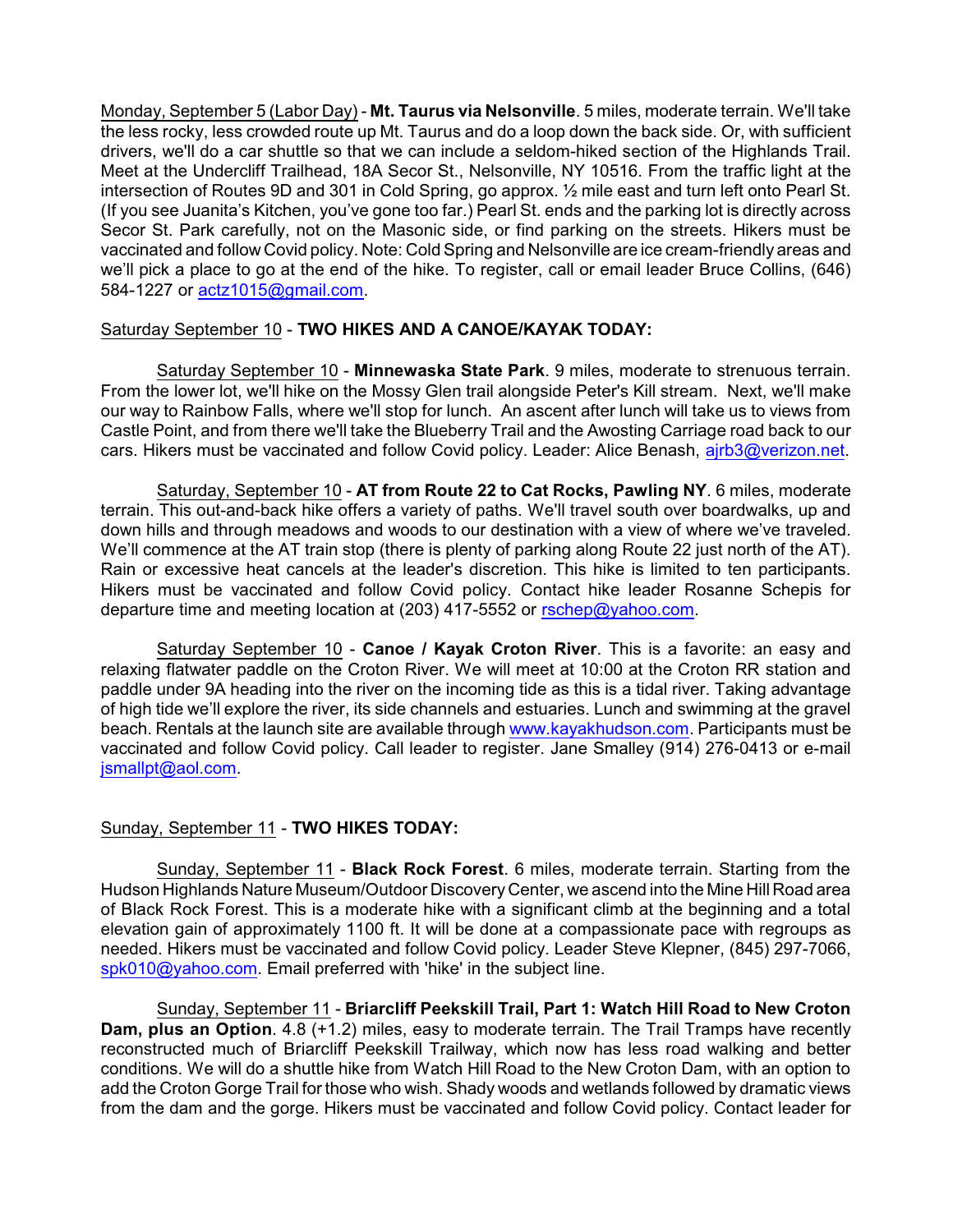Monday, September 5 (Labor Day) - **Mt. Taurus via Nelsonville**. 5 miles, moderate terrain. We'll take the less rocky, less crowded route up Mt. Taurus and do a loop down the back side. Or, with sufficient drivers, we'll do a car shuttle so that we can include a seldom-hiked section of the Highlands Trail. Meet at the Undercliff Trailhead, 18A Secor St., Nelsonville, NY 10516. From the traffic light at the intersection of Routes 9D and 301 in Cold Spring, go approx. ½ mile east and turn left onto Pearl St. (If you see Juanita's Kitchen, you've gone too far.) Pearl St. ends and the parking lot is directly across Secor St. Park carefully, not on the Masonic side, or find parking on the streets. Hikers must be vaccinated and follow Covid policy. Note: Cold Spring and Nelsonville are ice cream-friendly areas and we'll pick a place to go at the end of the hike. To register, call or email leader Bruce Collins, (646) 584-1227 or actz1015@gmail.com.

Saturday September 10 - **TWO HIKES AND A CANOE/KAYAK TODAY:**

Saturday September 10 - **Minnewaska State Park**. 9 miles, moderate to strenuous terrain. From the lower lot, we'll hike on the Mossy Glen trail alongside Peter's Kill stream. Next, we'll make our way to Rainbow Falls, where we'll stop for lunch. An ascent after lunch will take us to views from Castle Point, and from there we'll take the Blueberry Trail and the Awosting Carriage road back to our cars. Hikers must be vaccinated and follow Covid policy. Leader: Alice Benash, ajrb3@verizon.net.

Saturday, September 10 - **AT from Route 22 to Cat Rocks, Pawling NY**. 6 miles, moderate terrain. This out-and-back hike offers a variety of paths. We'll travel south over boardwalks, up and down hills and through meadows and woods to our destination with a view of where we've traveled. We'll commence at the AT train stop (there is plenty of parking along Route 22 just north of the AT). Rain or excessive heat cancels at the leader's discretion. This hike is limited to ten participants. Hikers must be vaccinated and follow Covid policy. Contact hike leader Rosanne Schepis for departure time and meeting location at (203) 417-5552 or rschep@yahoo.com.

Saturday September 10 - **Canoe / Kayak Croton River**. This is a favorite: an easy and relaxing flatwater paddle on the Croton River. We will meet at 10:00 at the Croton RR station and paddle under 9A heading into the river on the incoming tide as this is a tidal river. Taking advantage of high tide we'll explore the river, its side channels and estuaries. Lunch and swimming at the gravel beach. Rentals at the launch site are available through www.kayakhudson.com. Participants must be vaccinated and follow Covid policy. Call leader to register. Jane Smalley (914) 276-0413 or e-mail jsmallpt@aol.com.

Sunday, September 11 - **TWO HIKES TODAY:**

Sunday, September 11 - **Black Rock Forest**. 6 miles, moderate terrain. Starting from the Hudson Highlands Nature Museum/Outdoor Discovery Center, we ascend into the Mine Hill Road area of Black Rock Forest. This is a moderate hike with a significant climb at the beginning and a total elevation gain of approximately 1100 ft. It will be done at a compassionate pace with regroups as needed. Hikers must be vaccinated and follow Covid policy. Leader Steve Klepner, (845) 297-7066, spk010@yahoo.com. Email preferred with 'hike' in the subject line.

Sunday, September 11 - **Briarcliff Peekskill Trail, Part 1: Watch Hill Road to New Croton Dam, plus an Option**. 4.8 (+1.2) miles, easy to moderate terrain. The Trail Tramps have recently reconstructed much of Briarcliff Peekskill Trailway, which now has less road walking and better conditions. We will do a shuttle hike from Watch Hill Road to the New Croton Dam, with an option to add the Croton Gorge Trail for those who wish. Shady woods and wetlands followed by dramatic views from the dam and the gorge. Hikers must be vaccinated and follow Covid policy. Contact leader for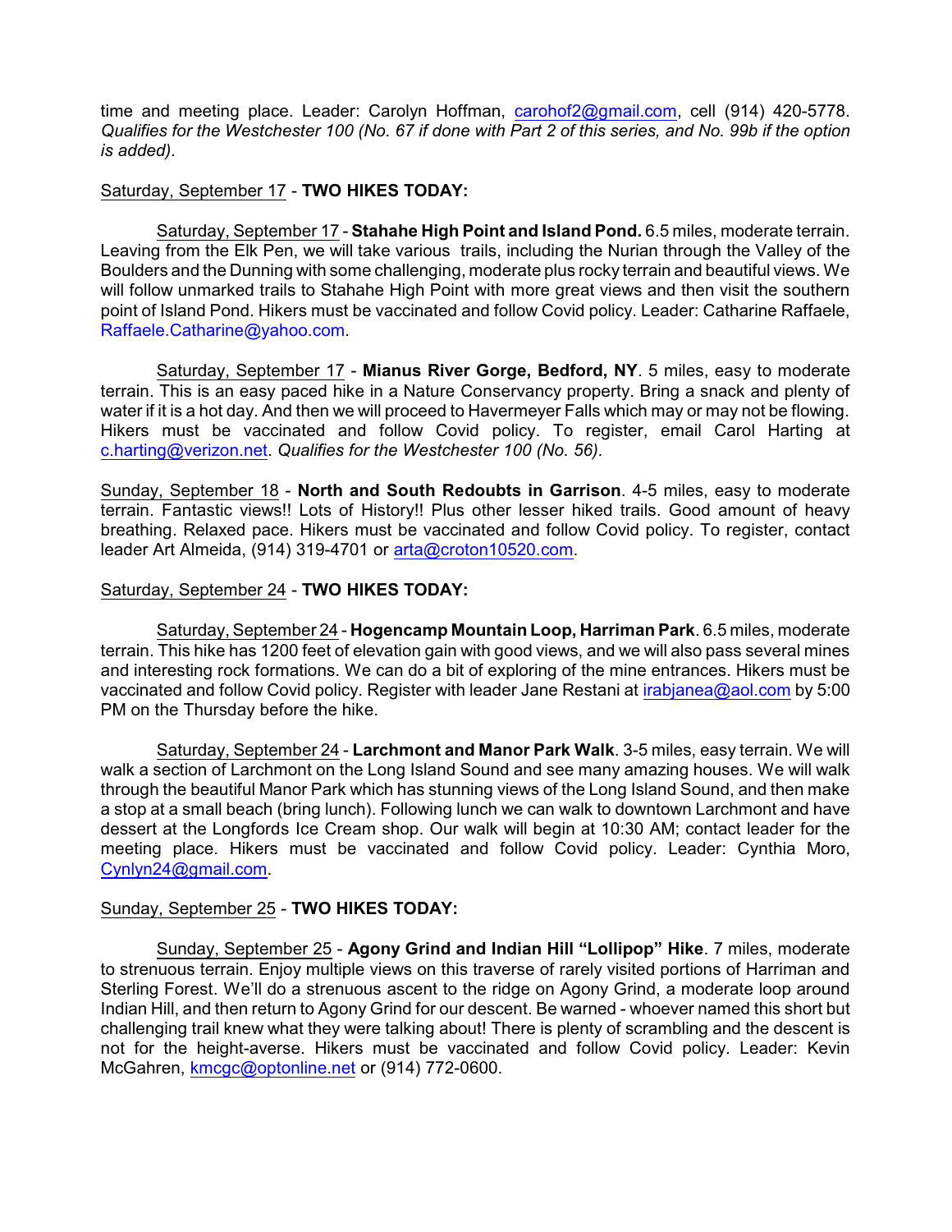time and meeting place. Leader: Carolyn Hoffman, carohof2@gmail.com, cell (914) 420-5778. *Qualifies for the Westchester 100 (No. 67 if done with Part 2 of this series, and No. 99b if the option is added).*

Saturday, September 17 - **TWO HIKES TODAY:**

Saturday, September 17 - **Stahahe High Point and Island Pond.** 6.5 miles, moderate terrain. Leaving from the Elk Pen, we will take various trails, including the Nurian through the Valley of the Boulders and the Dunning with some challenging, moderate plus rocky terrain and beautiful views. We will follow unmarked trails to Stahahe High Point with more great views and then visit the southern point of Island Pond. Hikers must be vaccinated and follow Covid policy. Leader: Catharine Raffaele, Raffaele.Catharine@yahoo.com.

Saturday, September 17 - **Mianus River Gorge, Bedford, NY**. 5 miles, easy to moderate terrain. This is an easy paced hike in a Nature Conservancy property. Bring a snack and plenty of water if it is a hot day. And then we will proceed to Havermeyer Falls which may or may not be flowing. Hikers must be vaccinated and follow Covid policy. To register, email Carol Harting at c.harting@verizon.net. *Qualifies for the Westchester 100 (No. 56).*

Sunday, September 18 - **North and South Redoubts in Garrison**. 4-5 miles, easy to moderate terrain. Fantastic views!! Lots of History!! Plus other lesser hiked trails. Good amount of heavy breathing. Relaxed pace. Hikers must be vaccinated and follow Covid policy. To register, contact leader Art Almeida, (914) 319-4701 or arta@croton10520.com.

Saturday, September 24 - **TWO HIKES TODAY:**

Saturday, September 24 - **Hogencamp Mountain Loop, Harriman Park**. 6.5 miles, moderate terrain. This hike has 1200 feet of elevation gain with good views, and we will also pass several mines and interesting rock formations. We can do a bit of exploring of the mine entrances. Hikers must be vaccinated and follow Covid policy. Register with leader Jane Restani at irabjanea@aol.com by 5:00 PM on the Thursday before the hike.

Saturday, September 24 - **Larchmont and Manor Park Walk**. 3-5 miles, easy terrain. We will walk a section of Larchmont on the Long Island Sound and see many amazing houses. We will walk through the beautiful Manor Park which has stunning views of the Long Island Sound, and then make a stop at a small beach (bring lunch). Following lunch we can walk to downtown Larchmont and have dessert at the Longfords Ice Cream shop. Our walk will begin at 10:30 AM; contact leader for the meeting place. Hikers must be vaccinated and follow Covid policy. Leader: Cynthia Moro, Cynlyn24@gmail.com.

Sunday, September 25 - **TWO HIKES TODAY:**

Sunday, September 25 - **Agony Grind and Indian Hill "Lollipop" Hike**. 7 miles, moderate to strenuous terrain. Enjoy multiple views on this traverse of rarely visited portions of Harriman and Sterling Forest. We'll do a strenuous ascent to the ridge on Agony Grind, a moderate loop around Indian Hill, and then return to Agony Grind for our descent. Be warned - whoever named this short but challenging trail knew what they were talking about! There is plenty of scrambling and the descent is not for the height-averse. Hikers must be vaccinated and follow Covid policy. Leader: Kevin McGahren, kmcgc@optonline.net or (914) 772-0600.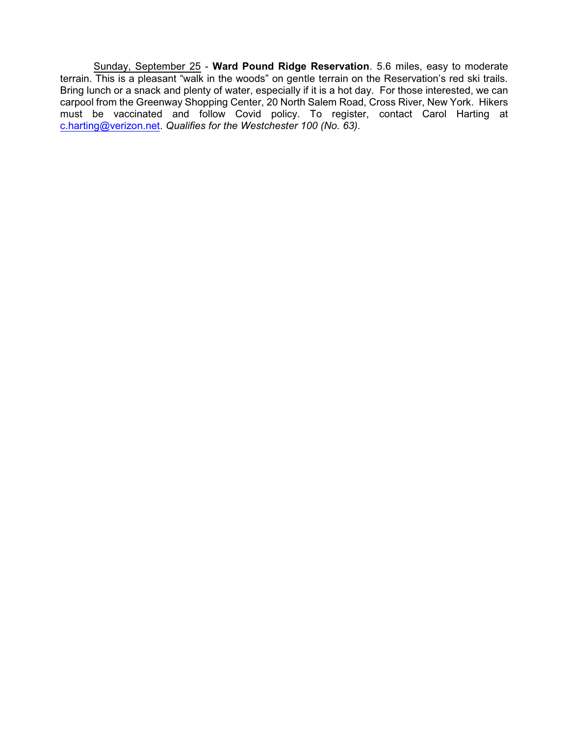Sunday, September 25 - **Ward Pound Ridge Reservation**. 5.6 miles, easy to moderate terrain. This is a pleasant "walk in the woods" on gentle terrain on the Reservation's red ski trails. Bring lunch or a snack and plenty of water, especially if it is a hot day. For those interested, we can carpool from the Greenway Shopping Center, 20 North Salem Road, Cross River, New York. Hikers must be vaccinated and follow Covid policy. To register, contact Carol Harting at c.harting@verizon.net. *Qualifies for the Westchester 100 (No. 63).*